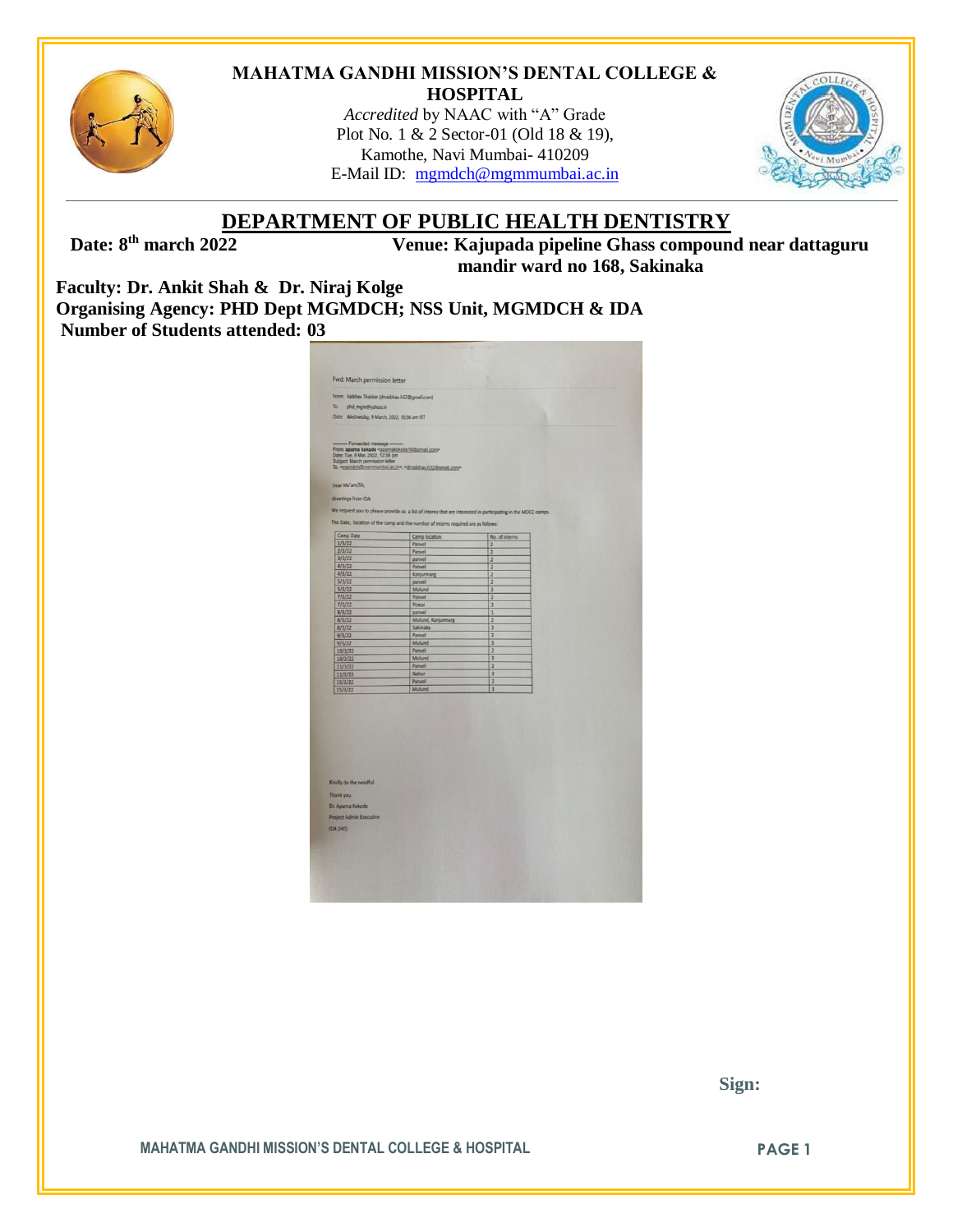# MAHATMA GANDHI MISSION'S DENTAL COLLEGE & HOSPITAL

*Accredited* by NAAC with "A" Grade
Plot No. 1 & 2 Sector-01 (Old 18 & 19),
Kamothe, Navi Mumbai- 410209
E-Mail ID: mgmdch@mgmmumbai.ac.in

## DEPARTMENT OF PUBLIC HEALTH DENTISTRY

**Date: 8th march 2022** **Venue: Kajupada pipeline Ghass compound near dattaguru mandir ward no 168, Sakinaka**

**Faculty: Dr. Ankit Shah & Dr. Niraj Kolge**
**Organising Agency: PHD Dept MGMDCH; NSS Unit, MGMDCH & IDA**
**Number of Students attended: 03**

Fwd: March permission letter

From: Vaibhav Thakkar (drvaibhav.k32@gmail.com)
To: phd_mgm@yahoo.in
Date: Wednesday, 9 March, 2022, 10:36 am IST

——— Forwarded message ———
From: **aparna kokode** <aparnakokode16@gmail.com>
Date: Tue, 8 Mar, 2022, 12:58 pm
Subject: March permission letter
To: <aspnaidu@mgmmumbai.ac.in>, <drvaibhav.k32@gmail.com>

Dear Ma'am/Sir,

Greetings from IDA

We request you to please provide us a list of interns that are interested in participating in the MOCC camps.

The Date, location of the camp and the number of interns required are as follows:

| Camp Date | Camp location | No. of interns |
|---|---|---|
| 1/3/22 | Panvel | 2 |
| 2/3/22 | Panvel | 2 |
| 3/3/22 | panvel | 2 |
| 4/3/22 | Panvel | 2 |
| 4/3/22 | Kanjurmarg | 2 |
| 5/3/22 | panvel | 2 |
| 5/3/22 | Mulund | 3 |
| 7/3/22 | Panvel | 2 |
| 7/3/22 | Powai | 3 |
| 8/3/22 | panvel | 1 |
| 8/3/22 | Mulund, Kanjurmarg | 2 |
| 8/3/22 | Sakinaka | 3 |
| 9/3/22 | Panvel | 2 |
| 9/3/22 | Mulund | 3 |
| 10/3/22 | Panvel | 2 |
| 10/3/22 | Mulund | 3 |
| 11/3/22 | Panvel | 2 |
| 11/3/22 | Nahur | 3 |
| 15/3/22 | Panvel | 2 |
| 15/3/22 | Mulund | 3 |

Kindly do the needful

Thank you

Dr. Aparna Kokode

Project Admin Executive

IDA (HO)

**Sign:**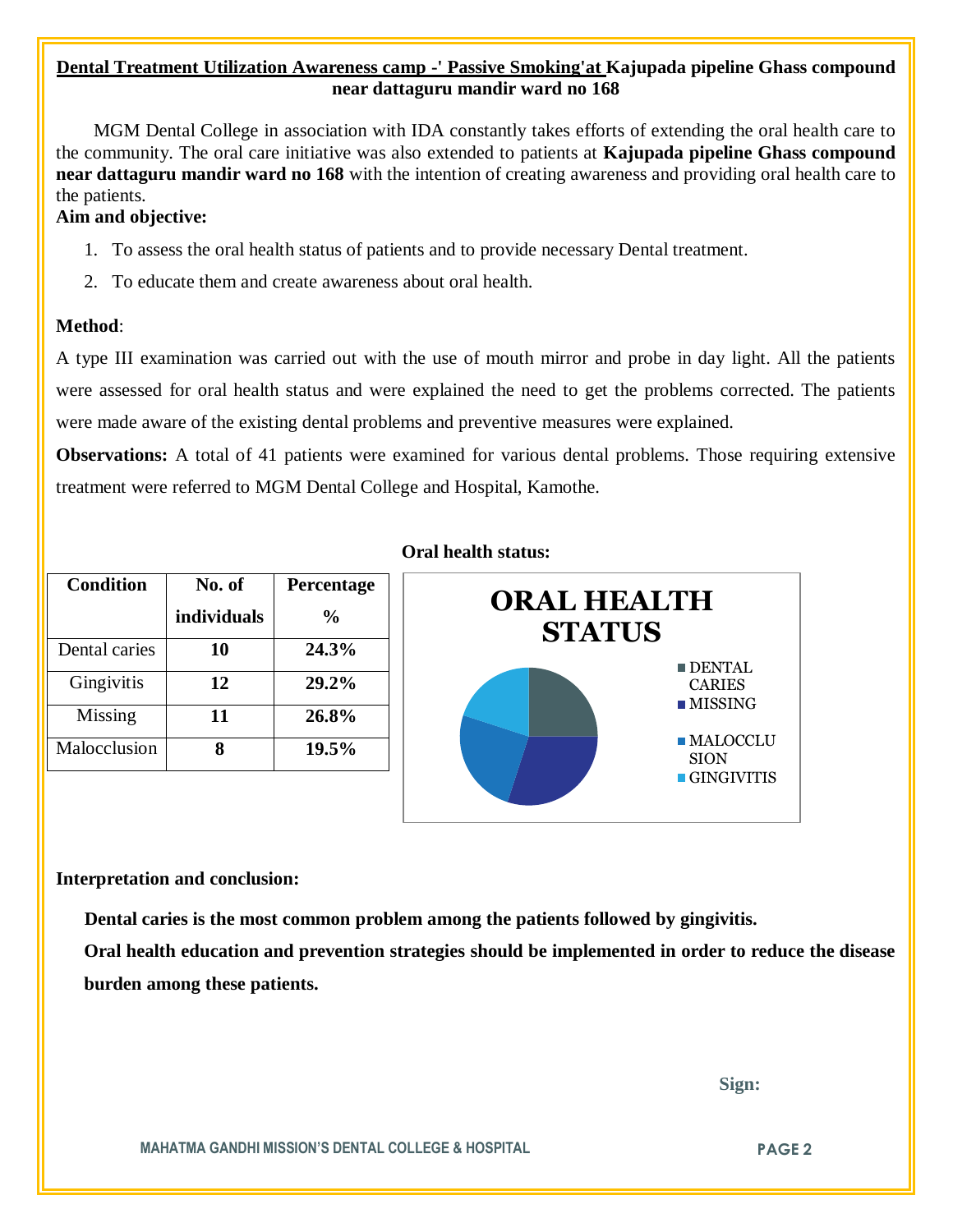**Dental Treatment Utilization Awareness camp -' Passive Smoking'at Kajupada pipeline Ghass compound near dattaguru mandir ward no 168**

MGM Dental College in association with IDA constantly takes efforts of extending the oral health care to the community. The oral care initiative was also extended to patients at **Kajupada pipeline Ghass compound near dattaguru mandir ward no 168** with the intention of creating awareness and providing oral health care to the patients.

**Aim and objective:**

1. To assess the oral health status of patients and to provide necessary Dental treatment.
2. To educate them and create awareness about oral health.

**Method**:

A type III examination was carried out with the use of mouth mirror and probe in day light. All the patients were assessed for oral health status and were explained the need to get the problems corrected. The patients were made aware of the existing dental problems and preventive measures were explained.

**Observations:** A total of 41 patients were examined for various dental problems. Those requiring extensive treatment were referred to MGM Dental College and Hospital, Kamothe.

**Oral health status:**

| Condition | No. of individuals | Percentage % |
|---|---|---|
| Dental caries | **10** | **24.3%** |
| Gingivitis | **12** | **29.2%** |
| Missing | **11** | **26.8%** |
| Malocclusion | **8** | **19.5%** |

ORAL HEALTH STATUS

- DENTAL CARIES
- MISSING
- MALOCCLUSION
- GINGIVITIS

**Interpretation and conclusion:**

**Dental caries is the most common problem among the patients followed by gingivitis.**

**Oral health education and prevention strategies should be implemented in order to reduce the disease burden among these patients.**

**Sign:**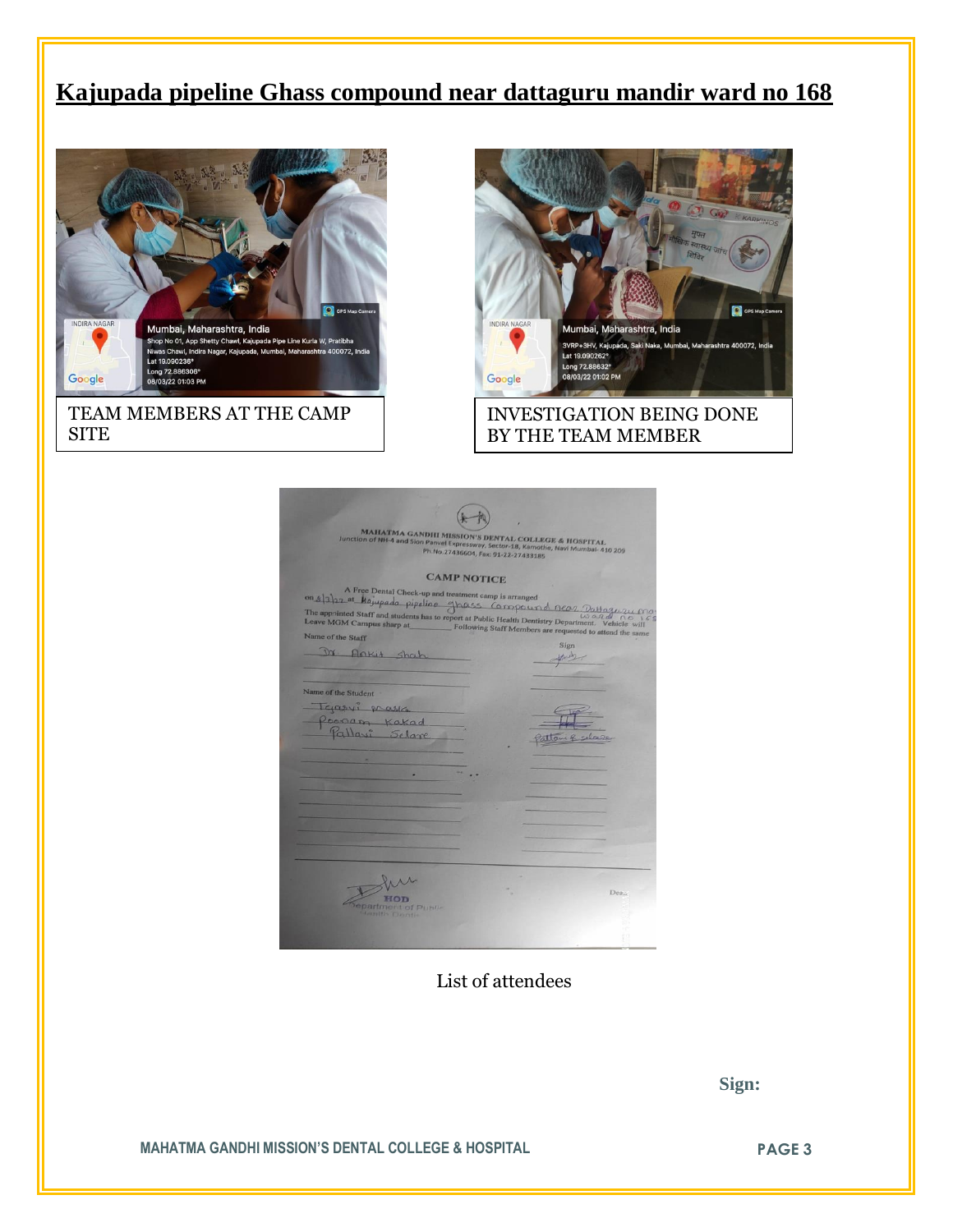# Kajupada pipeline Ghass compound near dattaguru mandir ward no 168

TEAM MEMBERS AT THE CAMP SITE

INVESTIGATION BEING DONE BY THE TEAM MEMBER

List of attendees

**Sign:**